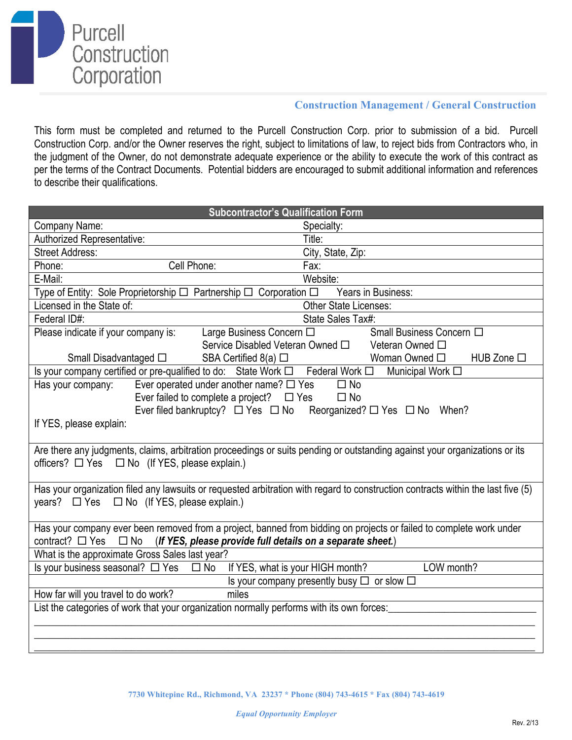# Purcell Construction Corporation

**Construction Management / General Construction**

This form must be completed and returned to the Purcell Construction Corp. prior to submission of a bid. Purcell Construction Corp. and/or the Owner reserves the right, subject to limitations of law, to reject bids from Contractors who, in the judgment of the Owner, do not demonstrate adequate experience or the ability to execute the work of this contract as per the terms of the Contract Documents. Potential bidders are encouraged to submit additional information and references to describe their qualifications.

| Subcontractor's Qualification Form | |
|---|---|
| Company Name: | Specialty: |
| Authorized Representative: | Title: |
| Street Address: | City, State, Zip: |
| Phone: Cell Phone: | Fax: |
| E-Mail: | Website: |
| Type of Entity: Sole Proprietorship ☐ Partnership ☐ Corporation ☐ | Years in Business: |
| Licensed in the State of: | Other State Licenses: |
| Federal ID#: | State Sales Tax#: |
| Please indicate if your company is: Large Business Concern ☐ Small Business Concern ☐ Service Disabled Veteran Owned ☐ Veteran Owned ☐ Small Disadvantaged ☐ SBA Certified 8(a) ☐ Woman Owned ☐ HUB Zone ☐ | |
| Is your company certified or pre-qualified to do: State Work ☐ Federal Work ☐ Municipal Work ☐ | |
| Has your company: Ever operated under another name? ☐ Yes ☐ No<br>Ever failed to complete a project? ☐ Yes ☐ No<br>Ever filed bankruptcy? ☐ Yes ☐ No Reorganized? ☐ Yes ☐ No When?<br>If YES, please explain: | |
| Are there any judgments, claims, arbitration proceedings or suits pending or outstanding against your organizations or its officers? ☐ Yes ☐ No (If YES, please explain.) | |
| Has your organization filed any lawsuits or requested arbitration with regard to construction contracts within the last five (5) years? ☐ Yes ☐ No (If YES, please explain.) | |
| Has your company ever been removed from a project, banned from bidding on projects or failed to complete work under contract? ☐ Yes ☐ No (***If YES, please provide full details on a separate sheet.***) | |
| What is the approximate Gross Sales last year? | |
| Is your business seasonal? ☐ Yes ☐ No If YES, what is your HIGH month? LOW month? | |
| Is your company presently busy ☐ or slow ☐ | |
| How far will you travel to do work? miles | |
| List the categories of work that your organization normally performs with its own forces:\_\_\_\_\_\_\_\_\_\_\_\_\_\_\_\_\_\_\_\_\_\_\_\_\_\_\_\_ | |

7730 Whitepine Rd., Richmond, VA 23237 * Phone (804) 743-4615 * Fax (804) 743-4619

*Equal Opportunity Employer*

Rev. 2/13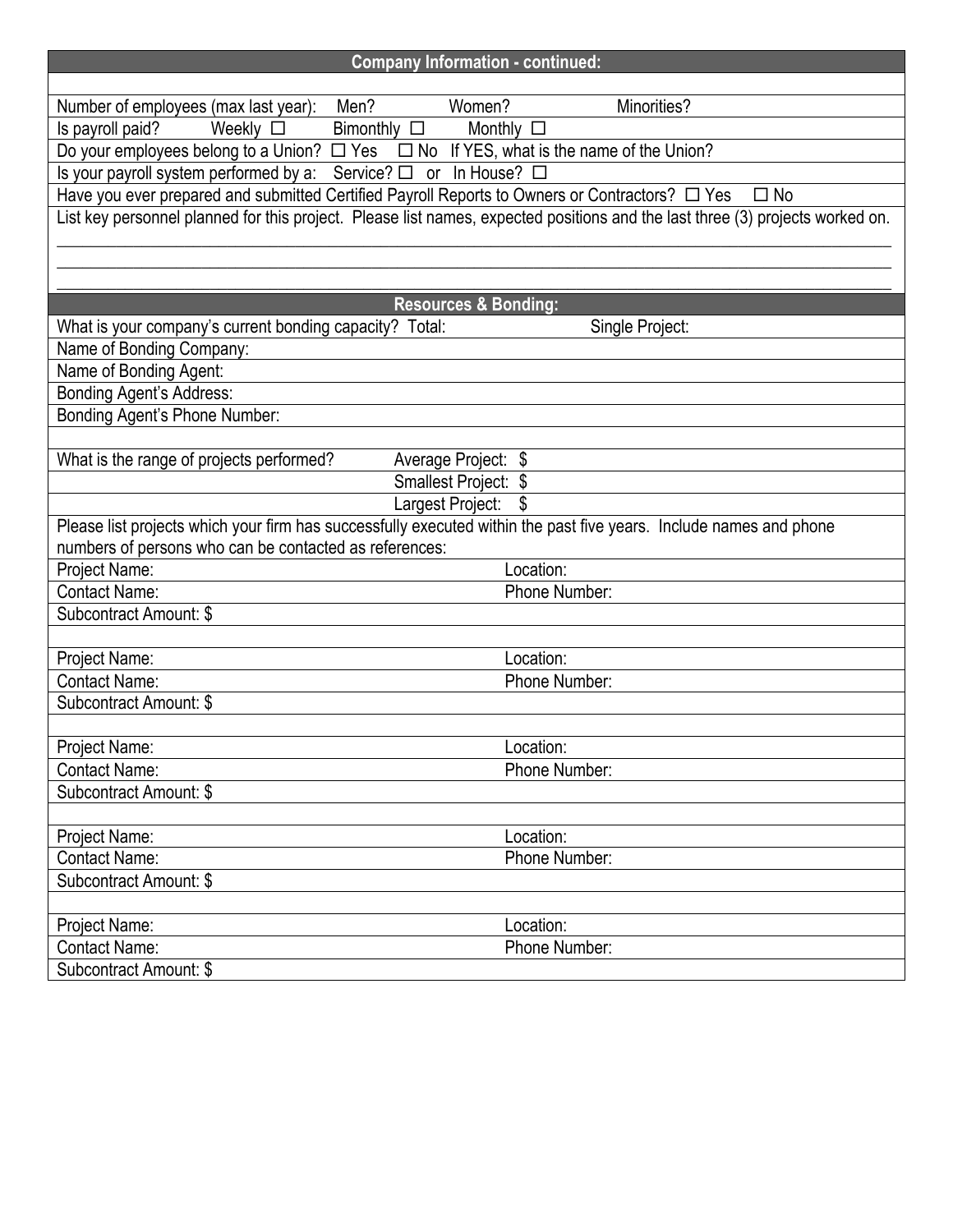## Company Information - continued:

Number of employees (max last year): Men? Women? Minorities?

Is payroll paid? Weekly ☐ Bimonthly ☐ Monthly ☐

Do your employees belong to a Union? ☐ Yes ☐ No If YES, what is the name of the Union?

Is your payroll system performed by a: Service? ☐ or In House? ☐

Have you ever prepared and submitted Certified Payroll Reports to Owners or Contractors? ☐ Yes ☐ No

List key personnel planned for this project. Please list names, expected positions and the last three (3) projects worked on.

\_\_\_\_\_\_\_\_\_\_\_\_\_\_\_\_\_\_\_\_\_\_\_\_\_\_\_\_\_\_\_\_\_\_\_\_\_\_\_\_\_\_\_\_\_\_\_\_\_\_\_\_\_\_\_\_\_\_\_\_\_\_\_\_\_\_\_\_\_\_\_\_\_\_\_\_\_\_

\_\_\_\_\_\_\_\_\_\_\_\_\_\_\_\_\_\_\_\_\_\_\_\_\_\_\_\_\_\_\_\_\_\_\_\_\_\_\_\_\_\_\_\_\_\_\_\_\_\_\_\_\_\_\_\_\_\_\_\_\_\_\_\_\_\_\_\_\_\_\_\_\_\_\_\_\_\_

\_\_\_\_\_\_\_\_\_\_\_\_\_\_\_\_\_\_\_\_\_\_\_\_\_\_\_\_\_\_\_\_\_\_\_\_\_\_\_\_\_\_\_\_\_\_\_\_\_\_\_\_\_\_\_\_\_\_\_\_\_\_\_\_\_\_\_\_\_\_\_\_\_\_\_\_\_\_

## Resources & Bonding:

What is your company's current bonding capacity? Total: Single Project:

Name of Bonding Company:

Name of Bonding Agent:

Bonding Agent's Address:

Bonding Agent's Phone Number:

What is the range of projects performed?

- Average Project: $
- Smallest Project: $
- Largest Project: $

Please list projects which your firm has successfully executed within the past five years. Include names and phone numbers of persons who can be contacted as references:

| Project Name: | Location: |
|---|---|
| Contact Name: | Phone Number: |
| Subcontract Amount: $ | |

| Project Name: | Location: |
|---|---|
| Contact Name: | Phone Number: |
| Subcontract Amount: $ | |

| Project Name: | Location: |
|---|---|
| Contact Name: | Phone Number: |
| Subcontract Amount: $ | |

| Project Name: | Location: |
|---|---|
| Contact Name: | Phone Number: |
| Subcontract Amount: $ | |

| Project Name: | Location: |
|---|---|
| Contact Name: | Phone Number: |
| Subcontract Amount: $ | |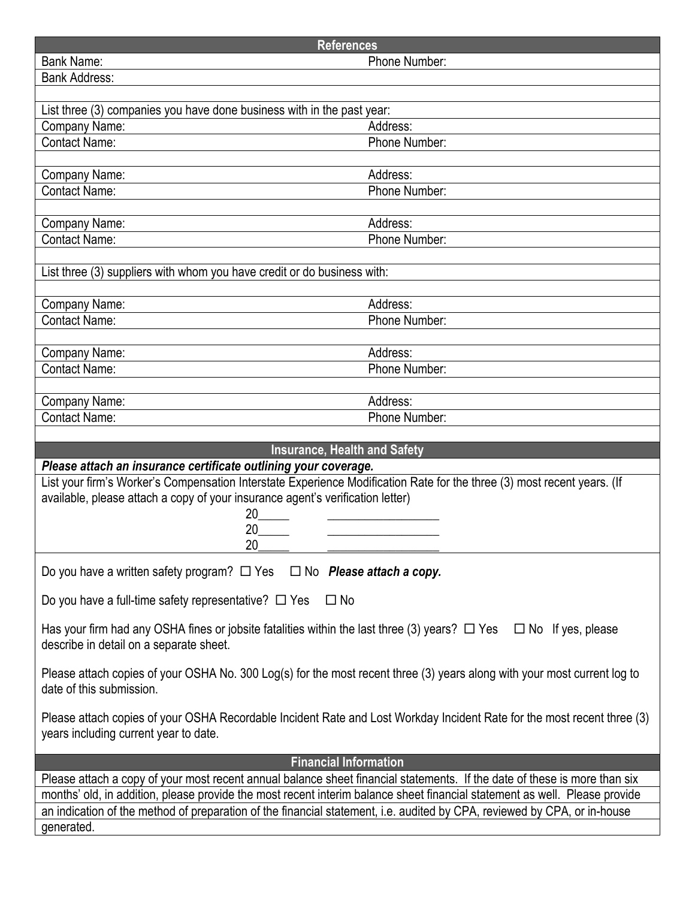## References

| Bank Name: | Phone Number: |
|---|---|
| Bank Address: | |
| | |

List three (3) companies you have done business with in the past year:

| | |
|---|---|
| Company Name: | Address: |
| Contact Name: | Phone Number: |
| | |
| Company Name: | Address: |
| Contact Name: | Phone Number: |
| | |
| Company Name: | Address: |
| Contact Name: | Phone Number: |

List three (3) suppliers with whom you have credit or do business with:

| | |
|---|---|
| Company Name: | Address: |
| Contact Name: | Phone Number: |
| | |
| Company Name: | Address: |
| Contact Name: | Phone Number: |
| | |
| Company Name: | Address: |
| Contact Name: | Phone Number: |

## Insurance, Health and Safety

***Please attach an insurance certificate outlining your coverage.***

List your firm's Worker's Compensation Interstate Experience Modification Rate for the three (3) most recent years. (If available, please attach a copy of your insurance agent's verification letter)

20_____ __________________
20_____ __________________
20_____ __________________

Do you have a written safety program? ☐ Yes ☐ No ***Please attach a copy.***

Do you have a full-time safety representative? ☐ Yes ☐ No

Has your firm had any OSHA fines or jobsite fatalities within the last three (3) years? ☐ Yes ☐ No If yes, please describe in detail on a separate sheet.

Please attach copies of your OSHA No. 300 Log(s) for the most recent three (3) years along with your most current log to date of this submission.

Please attach copies of your OSHA Recordable Incident Rate and Lost Workday Incident Rate for the most recent three (3) years including current year to date.

## Financial Information

Please attach a copy of your most recent annual balance sheet financial statements. If the date of these is more than six months' old, in addition, please provide the most recent interim balance sheet financial statement as well. Please provide an indication of the method of preparation of the financial statement, i.e. audited by CPA, reviewed by CPA, or in-house generated.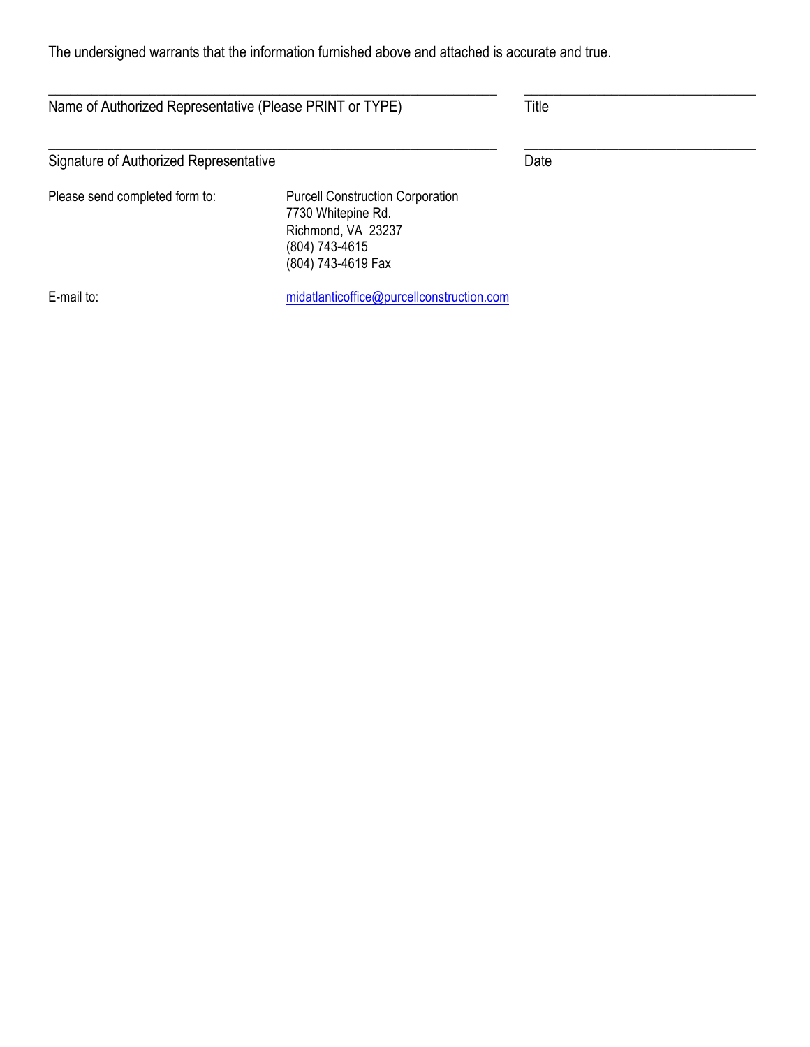The undersigned warrants that the information furnished above and attached is accurate and true.

| | |
|---|---|
| \_\_\_\_\_\_\_\_\_\_\_\_\_\_\_\_\_\_\_\_\_\_\_\_\_\_\_\_\_\_\_\_\_\_\_\_\_\_\_\_ | \_\_\_\_\_\_\_\_\_\_\_\_\_\_\_\_\_\_\_\_\_\_\_\_ |
| Name of Authorized Representative (Please PRINT or TYPE) | Title |
| \_\_\_\_\_\_\_\_\_\_\_\_\_\_\_\_\_\_\_\_\_\_\_\_\_\_\_\_\_\_\_\_\_\_\_\_\_\_\_\_ | \_\_\_\_\_\_\_\_\_\_\_\_\_\_\_\_\_\_\_\_\_\_\_\_ |
| Signature of Authorized Representative | Date |

| | |
|---|---|
| Please send completed form to: | Purcell Construction Corporation<br>7730 Whitepine Rd.<br>Richmond, VA 23237<br>(804) 743-4615<br>(804) 743-4619 Fax |
| E-mail to: | midatlanticoffice@purcellconstruction.com |